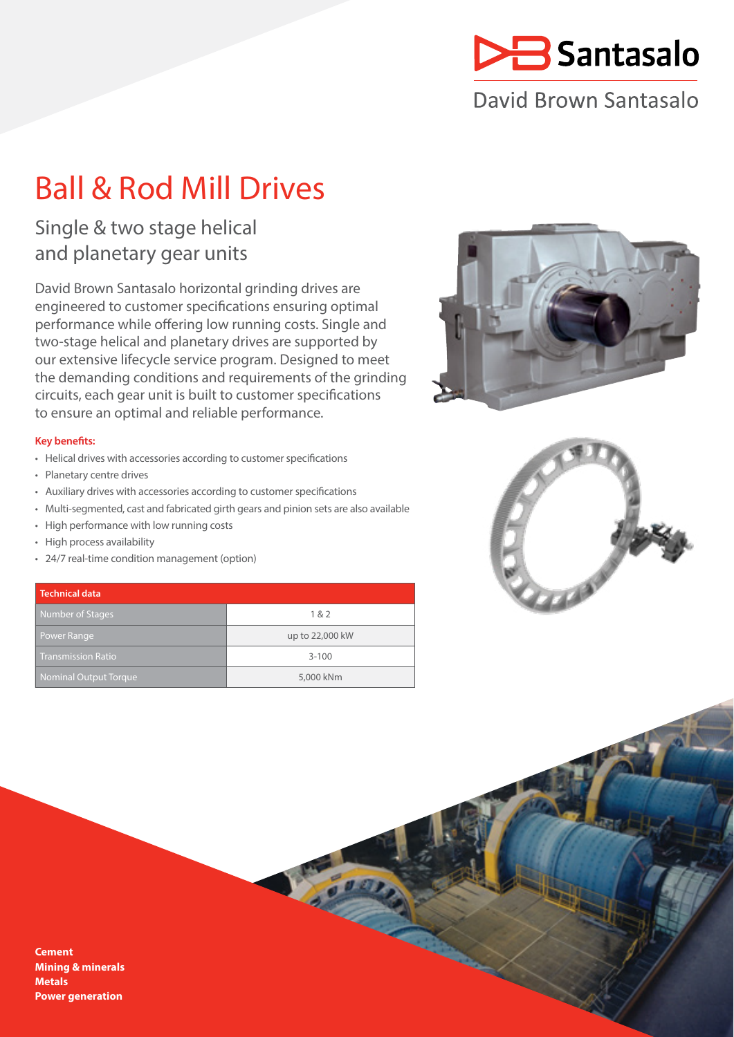Santasalo

David Brown Santasalo

# Ball & Rod Mill Drives

## Single & two stage helical and planetary gear units

David Brown Santasalo horizontal grinding drives are engineered to customer specifications ensuring optimal performance while offering low running costs. Single and two-stage helical and planetary drives are supported by our extensive lifecycle service program. Designed to meet the demanding conditions and requirements of the grinding circuits, each gear unit is built to customer specifications to ensure an optimal and reliable performance.

**Key benefits:**

- Helical drives with accessories according to customer specifications
- Planetary centre drives
- Auxiliary drives with accessories according to customer specifications
- Multi-segmented, cast and fabricated girth gears and pinion sets are also available
- High performance with low running costs
- High process availability
- 24/7 real-time condition management (option)

| Technical data | |
|---|---|
| Number of Stages | 1 & 2 |
| Power Range | up to 22,000 kW |
| Transmission Ratio | 3-100 |
| Nominal Output Torque | 5,000 kNm |

**Cement**
**Mining & minerals**
**Metals**
**Power generation**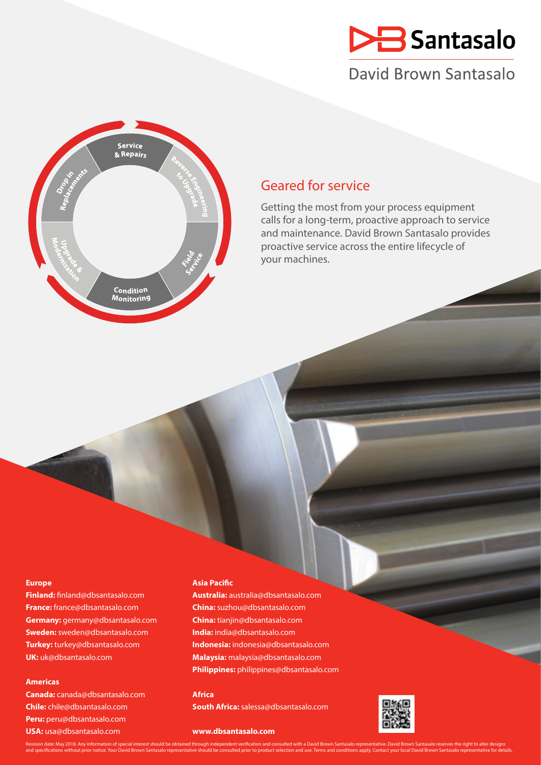David Brown Santasalo

Service & Repairs

Reverse Engineering to Upgrade

Field Service

Condition Monitoring

Upgrade & Modernisation

Drop in Replacements

## Geared for service

Getting the most from your process equipment calls for a long-term, proactive approach to service and maintenance. David Brown Santasalo provides proactive service across the entire lifecycle of your machines.

**Europe**

**Finland:** finland@dbsantasalo.com
**France:** france@dbsantasalo.com
**Germany:** germany@dbsantasalo.com
**Sweden:** sweden@dbsantasalo.com
**Turkey:** turkey@dbsantasalo.com
**UK:** uk@dbsantasalo.com

**Americas**

**Canada:** canada@dbsantasalo.com
**Chile:** chile@dbsantasalo.com
**Peru:** peru@dbsantasalo.com
**USA:** usa@dbsantasalo.com

**Asia Pacific**

**Australia:** australia@dbsantasalo.com
**China:** suzhou@dbsantasalo.com
**China:** tianjin@dbsantasalo.com
**India:** india@dbsantasalo.com
**Indonesia:** indonesia@dbsantasalo.com
**Malaysia:** malaysia@dbsantasalo.com
**Philippines:** philippines@dbsantasalo.com

**Africa**

**South Africa:** salessa@dbsantasalo.com

**www.dbsantasalo.com**

Revision date: May 2018. Any information of special interest should be obtained through independent verification and consulted with a David Brown Santasalo representative. David Brown Santasalo reserves the right to alter designs and specifications without prior notice. Your David Brown Santasalo representative should be consulted prior to product selection and use. Terms and conditions apply. Contact your local David Brown Santasalo representative for details.